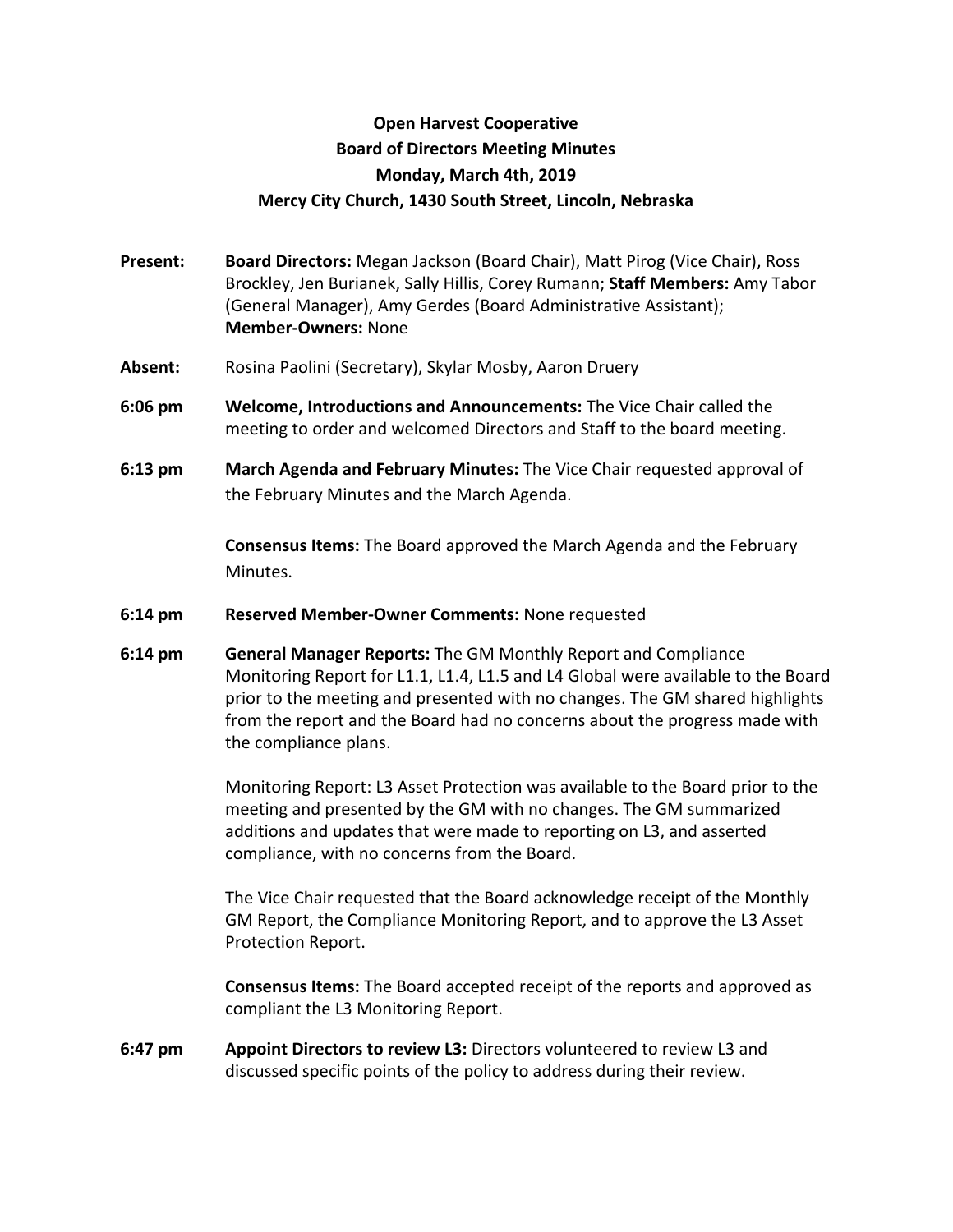**Open Harvest Cooperative**
**Board of Directors Meeting Minutes**
**Monday, March 4th, 2019**
**Mercy City Church, 1430 South Street, Lincoln, Nebraska**

**Present:** **Board Directors:** Megan Jackson (Board Chair), Matt Pirog (Vice Chair), Ross Brockley, Jen Burianek, Sally Hillis, Corey Rumann; **Staff Members:** Amy Tabor (General Manager), Amy Gerdes (Board Administrative Assistant); **Member-Owners:** None

**Absent:** Rosina Paolini (Secretary), Skylar Mosby, Aaron Druery

**6:06 pm** **Welcome, Introductions and Announcements:** The Vice Chair called the meeting to order and welcomed Directors and Staff to the board meeting.

**6:13 pm** **March Agenda and February Minutes:** The Vice Chair requested approval of the February Minutes and the March Agenda.

**Consensus Items:** The Board approved the March Agenda and the February Minutes.

**6:14 pm** **Reserved Member-Owner Comments:** None requested

**6:14 pm** **General Manager Reports:** The GM Monthly Report and Compliance Monitoring Report for L1.1, L1.4, L1.5 and L4 Global were available to the Board prior to the meeting and presented with no changes. The GM shared highlights from the report and the Board had no concerns about the progress made with the compliance plans.

Monitoring Report: L3 Asset Protection was available to the Board prior to the meeting and presented by the GM with no changes. The GM summarized additions and updates that were made to reporting on L3, and asserted compliance, with no concerns from the Board.

The Vice Chair requested that the Board acknowledge receipt of the Monthly GM Report, the Compliance Monitoring Report, and to approve the L3 Asset Protection Report.

**Consensus Items:** The Board accepted receipt of the reports and approved as compliant the L3 Monitoring Report.

**6:47 pm** **Appoint Directors to review L3:** Directors volunteered to review L3 and discussed specific points of the policy to address during their review.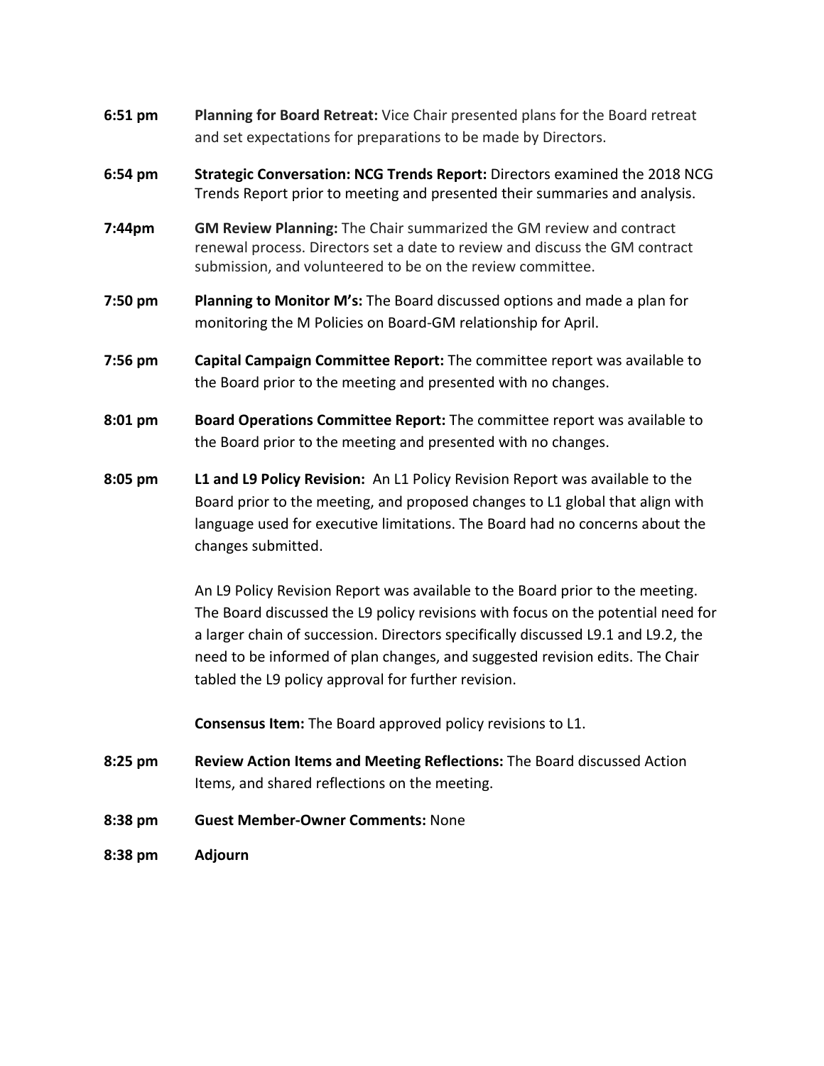**6:51 pm** **Planning for Board Retreat:** Vice Chair presented plans for the Board retreat and set expectations for preparations to be made by Directors.

**6:54 pm** **Strategic Conversation: NCG Trends Report:** Directors examined the 2018 NCG Trends Report prior to meeting and presented their summaries and analysis.

**7:44pm** **GM Review Planning:** The Chair summarized the GM review and contract renewal process. Directors set a date to review and discuss the GM contract submission, and volunteered to be on the review committee.

**7:50 pm** **Planning to Monitor M's:** The Board discussed options and made a plan for monitoring the M Policies on Board-GM relationship for April.

**7:56 pm** **Capital Campaign Committee Report:** The committee report was available to the Board prior to the meeting and presented with no changes.

**8:01 pm** **Board Operations Committee Report:** The committee report was available to the Board prior to the meeting and presented with no changes.

**8:05 pm** **L1 and L9 Policy Revision:** An L1 Policy Revision Report was available to the Board prior to the meeting, and proposed changes to L1 global that align with language used for executive limitations. The Board had no concerns about the changes submitted.

An L9 Policy Revision Report was available to the Board prior to the meeting. The Board discussed the L9 policy revisions with focus on the potential need for a larger chain of succession. Directors specifically discussed L9.1 and L9.2, the need to be informed of plan changes, and suggested revision edits. The Chair tabled the L9 policy approval for further revision.

**Consensus Item:** The Board approved policy revisions to L1.

**8:25 pm** **Review Action Items and Meeting Reflections:** The Board discussed Action Items, and shared reflections on the meeting.

**8:38 pm** **Guest Member-Owner Comments:** None

**8:38 pm** **Adjourn**